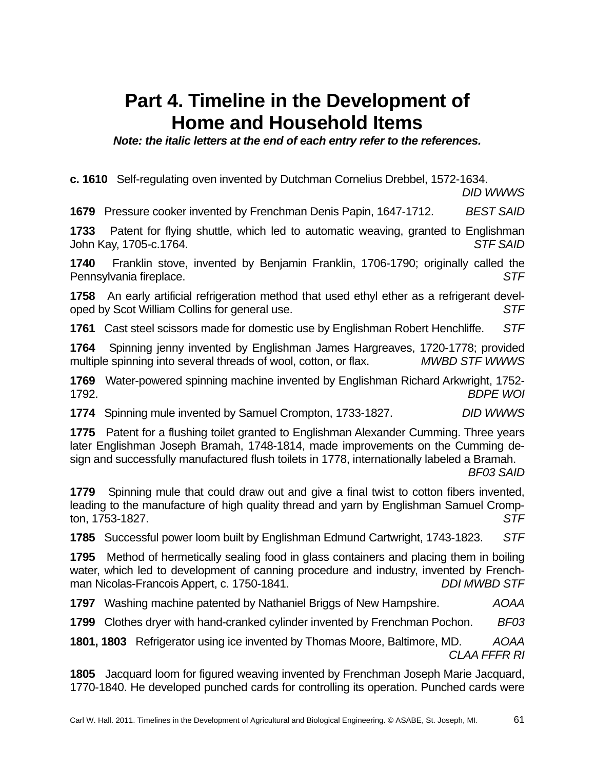# Part 4. Timeline in the Development of Home and Household Items

***Note: the italic letters at the end of each entry refer to the references.***

**c. 1610** Self-regulating oven invented by Dutchman Cornelius Drebbel, 1572-1634. *DID WWWS*

**1679** Pressure cooker invented by Frenchman Denis Papin, 1647-1712. *BEST SAID*

**1733** Patent for flying shuttle, which led to automatic weaving, granted to Englishman John Kay, 1705-c.1764. *STF SAID*

**1740** Franklin stove, invented by Benjamin Franklin, 1706-1790; originally called the Pennsylvania fireplace. *STF*

**1758** An early artificial refrigeration method that used ethyl ether as a refrigerant developed by Scot William Collins for general use. *STF*

**1761** Cast steel scissors made for domestic use by Englishman Robert Henchliffe. *STF*

**1764** Spinning jenny invented by Englishman James Hargreaves, 1720-1778; provided multiple spinning into several threads of wool, cotton, or flax. *MWBD STF WWWS*

**1769** Water-powered spinning machine invented by Englishman Richard Arkwright, 1752-1792. *BDPE WOI*

**1774** Spinning mule invented by Samuel Crompton, 1733-1827. *DID WWWS*

**1775** Patent for a flushing toilet granted to Englishman Alexander Cumming. Three years later Englishman Joseph Bramah, 1748-1814, made improvements on the Cumming design and successfully manufactured flush toilets in 1778, internationally labeled a Bramah. *BF03 SAID*

**1779** Spinning mule that could draw out and give a final twist to cotton fibers invented, leading to the manufacture of high quality thread and yarn by Englishman Samuel Crompton, 1753-1827. *STF*

**1785** Successful power loom built by Englishman Edmund Cartwright, 1743-1823. *STF*

**1795** Method of hermetically sealing food in glass containers and placing them in boiling water, which led to development of canning procedure and industry, invented by Frenchman Nicolas-Francois Appert, c. 1750-1841. *DDI MWBD STF*

**1797** Washing machine patented by Nathaniel Briggs of New Hampshire. *AOAA*

**1799** Clothes dryer with hand-cranked cylinder invented by Frenchman Pochon. *BF03*

**1801, 1803** Refrigerator using ice invented by Thomas Moore, Baltimore, MD. *AOAA CLAA FFFR RI*

**1805** Jacquard loom for figured weaving invented by Frenchman Joseph Marie Jacquard, 1770-1840. He developed punched cards for controlling its operation. Punched cards were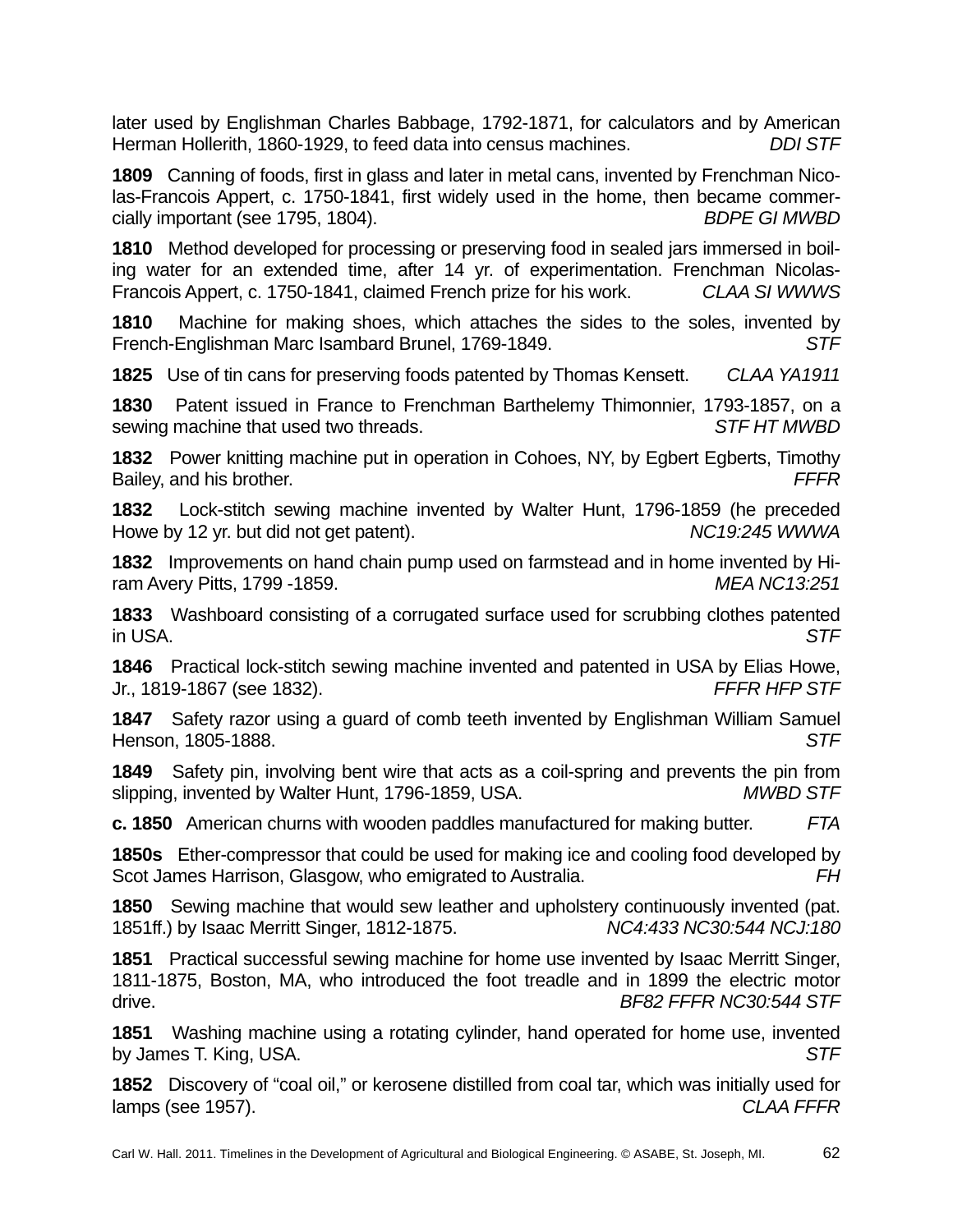later used by Englishman Charles Babbage, 1792-1871, for calculators and by American Herman Hollerith, 1860-1929, to feed data into census machines. *DDI STF*

**1809** Canning of foods, first in glass and later in metal cans, invented by Frenchman Nicolas-Francois Appert, c. 1750-1841, first widely used in the home, then became commercially important (see 1795, 1804). *BDPE GI MWBD*

**1810** Method developed for processing or preserving food in sealed jars immersed in boiling water for an extended time, after 14 yr. of experimentation. Frenchman Nicolas-Francois Appert, c. 1750-1841, claimed French prize for his work. *CLAA SI WWWS*

**1810** Machine for making shoes, which attaches the sides to the soles, invented by French-Englishman Marc Isambard Brunel, 1769-1849. *STF*

**1825** Use of tin cans for preserving foods patented by Thomas Kensett. *CLAA YA1911*

**1830** Patent issued in France to Frenchman Barthelemy Thimonnier, 1793-1857, on a sewing machine that used two threads. *STF HT MWBD*

**1832** Power knitting machine put in operation in Cohoes, NY, by Egbert Egberts, Timothy Bailey, and his brother. *FFFR*

**1832** Lock-stitch sewing machine invented by Walter Hunt, 1796-1859 (he preceded Howe by 12 yr. but did not get patent). *NC19:245 WWWA*

**1832** Improvements on hand chain pump used on farmstead and in home invented by Hiram Avery Pitts, 1799 -1859. *MEA NC13:251*

**1833** Washboard consisting of a corrugated surface used for scrubbing clothes patented in USA. *STF*

**1846** Practical lock-stitch sewing machine invented and patented in USA by Elias Howe, Jr., 1819-1867 (see 1832). *FFFR HFP STF*

**1847** Safety razor using a guard of comb teeth invented by Englishman William Samuel Henson, 1805-1888. *STF*

**1849** Safety pin, involving bent wire that acts as a coil-spring and prevents the pin from slipping, invented by Walter Hunt, 1796-1859, USA. *MWBD STF*

**c. 1850** American churns with wooden paddles manufactured for making butter. *FTA*

**1850s** Ether-compressor that could be used for making ice and cooling food developed by Scot James Harrison, Glasgow, who emigrated to Australia. *FH*

**1850** Sewing machine that would sew leather and upholstery continuously invented (pat. 1851ff.) by Isaac Merritt Singer, 1812-1875. *NC4:433 NC30:544 NCJ:180*

**1851** Practical successful sewing machine for home use invented by Isaac Merritt Singer, 1811-1875, Boston, MA, who introduced the foot treadle and in 1899 the electric motor drive. *BF82 FFFR NC30:544 STF*

**1851** Washing machine using a rotating cylinder, hand operated for home use, invented by James T. King, USA. *STF*

**1852** Discovery of “coal oil,” or kerosene distilled from coal tar, which was initially used for lamps (see 1957). *CLAA FFFR*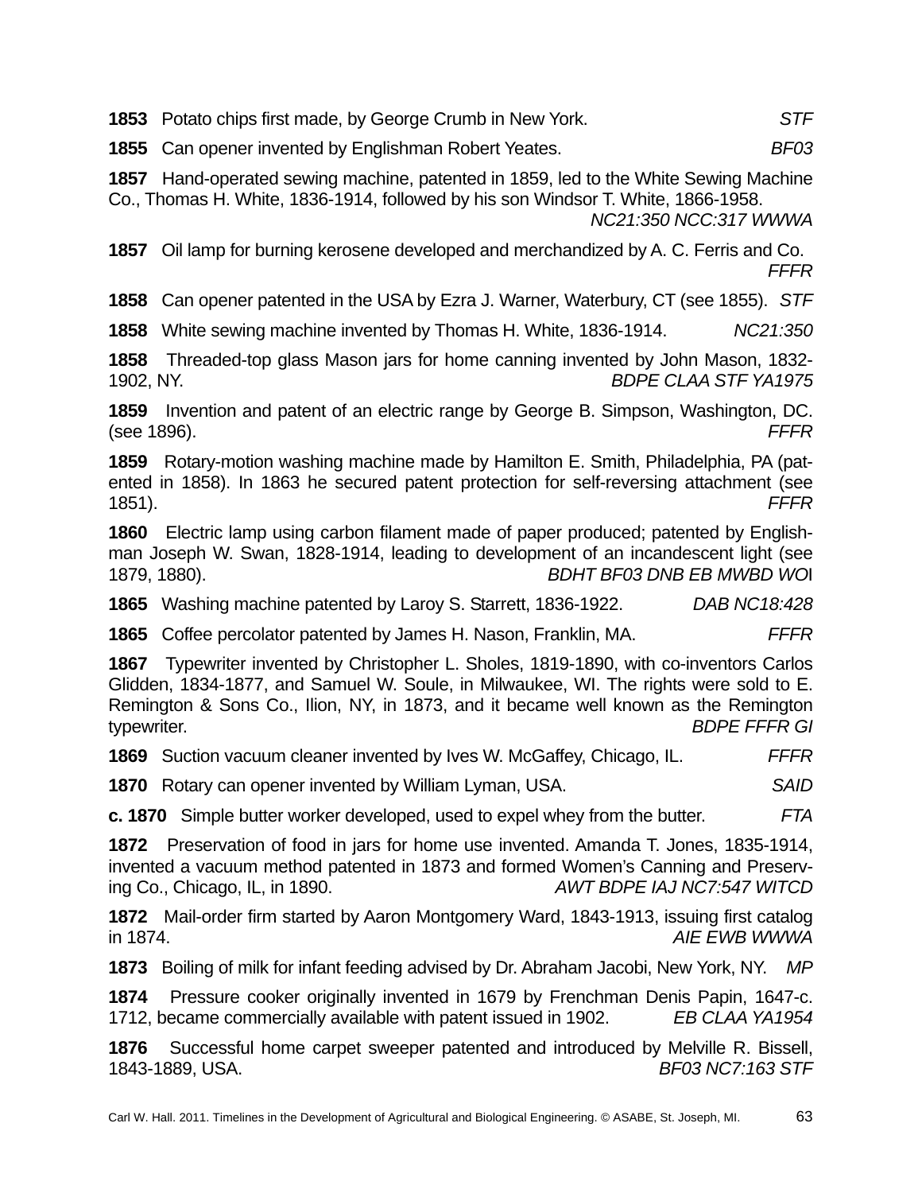**1853** Potato chips first made, by George Crumb in New York. *STF*

**1855** Can opener invented by Englishman Robert Yeates. *BF03*

**1857** Hand-operated sewing machine, patented in 1859, led to the White Sewing Machine Co., Thomas H. White, 1836-1914, followed by his son Windsor T. White, 1866-1958. *NC21:350 NCC:317 WWWA*

**1857** Oil lamp for burning kerosene developed and merchandized by A. C. Ferris and Co. *FFFR*

**1858** Can opener patented in the USA by Ezra J. Warner, Waterbury, CT (see 1855). *STF*

**1858** White sewing machine invented by Thomas H. White, 1836-1914. *NC21:350*

**1858** Threaded-top glass Mason jars for home canning invented by John Mason, 1832-1902, NY. *BDPE CLAA STF YA1975*

**1859** Invention and patent of an electric range by George B. Simpson, Washington, DC. (see 1896). *FFFR*

**1859** Rotary-motion washing machine made by Hamilton E. Smith, Philadelphia, PA (patented in 1858). In 1863 he secured patent protection for self-reversing attachment (see 1851). *FFFR*

**1860** Electric lamp using carbon filament made of paper produced; patented by Englishman Joseph W. Swan, 1828-1914, leading to development of an incandescent light (see 1879, 1880). *BDHT BF03 DNB EB MWBD WOI*

**1865** Washing machine patented by Laroy S. Starrett, 1836-1922. *DAB NC18:428*

**1865** Coffee percolator patented by James H. Nason, Franklin, MA. *FFFR*

**1867** Typewriter invented by Christopher L. Sholes, 1819-1890, with co-inventors Carlos Glidden, 1834-1877, and Samuel W. Soule, in Milwaukee, WI. The rights were sold to E. Remington & Sons Co., Ilion, NY, in 1873, and it became well known as the Remington typewriter. *BDPE FFFR GI*

**1869** Suction vacuum cleaner invented by Ives W. McGaffey, Chicago, IL. *FFFR*

**1870** Rotary can opener invented by William Lyman, USA. *SAID*

**c. 1870** Simple butter worker developed, used to expel whey from the butter. *FTA*

**1872** Preservation of food in jars for home use invented. Amanda T. Jones, 1835-1914, invented a vacuum method patented in 1873 and formed Women's Canning and Preserving Co., Chicago, IL, in 1890. *AWT BDPE IAJ NC7:547 WITCD*

**1872** Mail-order firm started by Aaron Montgomery Ward, 1843-1913, issuing first catalog in 1874. *AIE EWB WWWA*

**1873** Boiling of milk for infant feeding advised by Dr. Abraham Jacobi, New York, NY. *MP*

**1874** Pressure cooker originally invented in 1679 by Frenchman Denis Papin, 1647-c. 1712, became commercially available with patent issued in 1902. *EB CLAA YA1954*

**1876** Successful home carpet sweeper patented and introduced by Melville R. Bissell, 1843-1889, USA. *BF03 NC7:163 STF*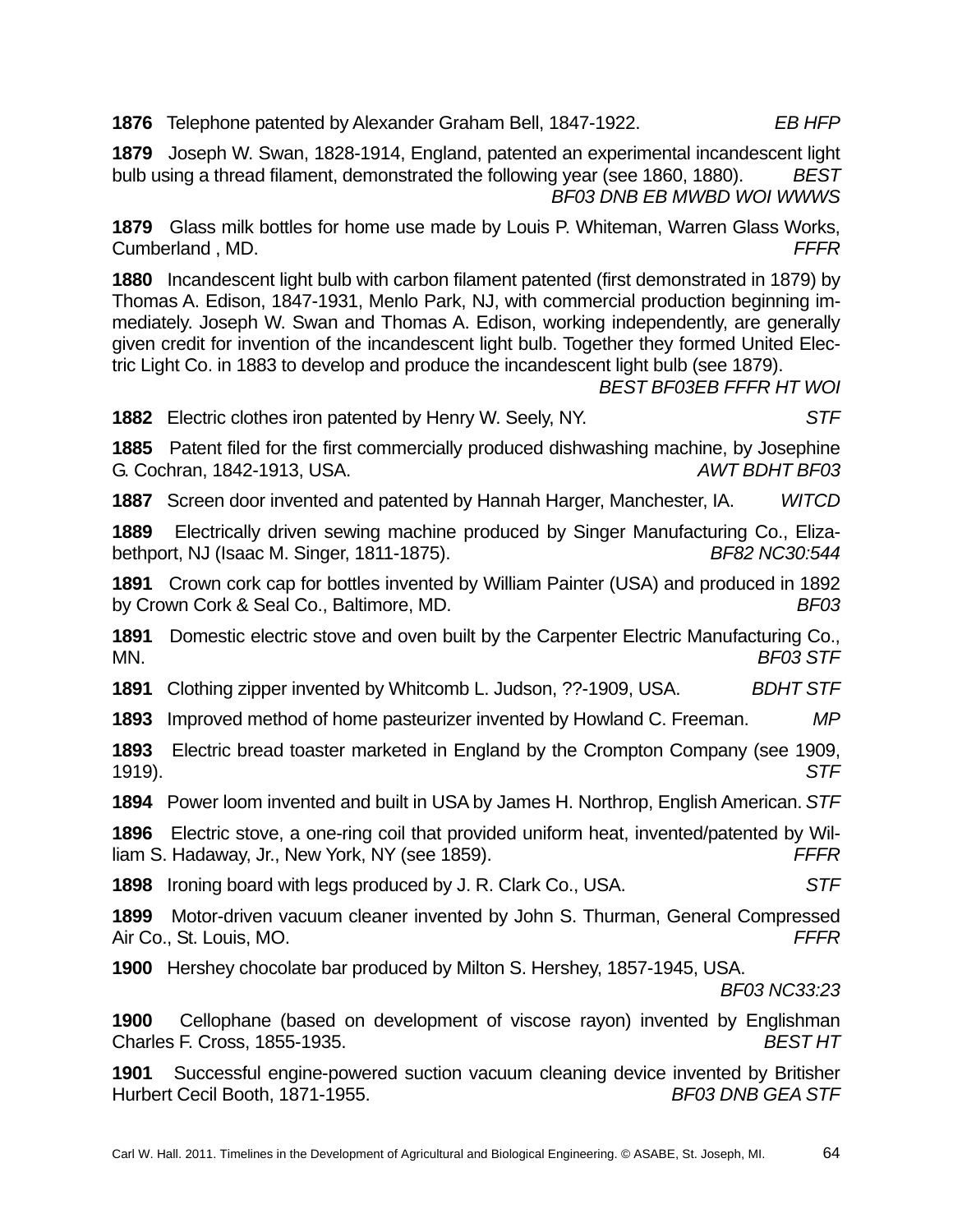**1876** Telephone patented by Alexander Graham Bell, 1847-1922. *EB HFP*

**1879** Joseph W. Swan, 1828-1914, England, patented an experimental incandescent light bulb using a thread filament, demonstrated the following year (see 1860, 1880). *BEST BF03 DNB EB MWBD WOI WWWS*

**1879** Glass milk bottles for home use made by Louis P. Whiteman, Warren Glass Works, Cumberland , MD. *FFFR*

**1880** Incandescent light bulb with carbon filament patented (first demonstrated in 1879) by Thomas A. Edison, 1847-1931, Menlo Park, NJ, with commercial production beginning immediately. Joseph W. Swan and Thomas A. Edison, working independently, are generally given credit for invention of the incandescent light bulb. Together they formed United Electric Light Co. in 1883 to develop and produce the incandescent light bulb (see 1879). *BEST BF03EB FFFR HT WOI*

**1882** Electric clothes iron patented by Henry W. Seely, NY. *STF*

**1885** Patent filed for the first commercially produced dishwashing machine, by Josephine G. Cochran, 1842-1913, USA. *AWT BDHT BF03*

**1887** Screen door invented and patented by Hannah Harger, Manchester, IA. *WITCD*

**1889** Electrically driven sewing machine produced by Singer Manufacturing Co., Elizabethport, NJ (Isaac M. Singer, 1811-1875). *BF82 NC30:544*

**1891** Crown cork cap for bottles invented by William Painter (USA) and produced in 1892 by Crown Cork & Seal Co., Baltimore, MD. *BF03*

**1891** Domestic electric stove and oven built by the Carpenter Electric Manufacturing Co., MN. *BF03 STF*

**1891** Clothing zipper invented by Whitcomb L. Judson, ??-1909, USA. *BDHT STF*

**1893** Improved method of home pasteurizer invented by Howland C. Freeman. *MP*

**1893** Electric bread toaster marketed in England by the Crompton Company (see 1909, 1919). *STF*

**1894** Power loom invented and built in USA by James H. Northrop, English American. *STF*

**1896** Electric stove, a one-ring coil that provided uniform heat, invented/patented by William S. Hadaway, Jr., New York, NY (see 1859). *FFFR*

**1898** Ironing board with legs produced by J. R. Clark Co., USA. *STF*

**1899** Motor-driven vacuum cleaner invented by John S. Thurman, General Compressed Air Co., St. Louis, MO. *FFFR*

**1900** Hershey chocolate bar produced by Milton S. Hershey, 1857-1945, USA. *BF03 NC33:23*

**1900** Cellophane (based on development of viscose rayon) invented by Englishman Charles F. Cross, 1855-1935. *BEST HT*

**1901** Successful engine-powered suction vacuum cleaning device invented by Britisher Hurbert Cecil Booth, 1871-1955. *BF03 DNB GEA STF*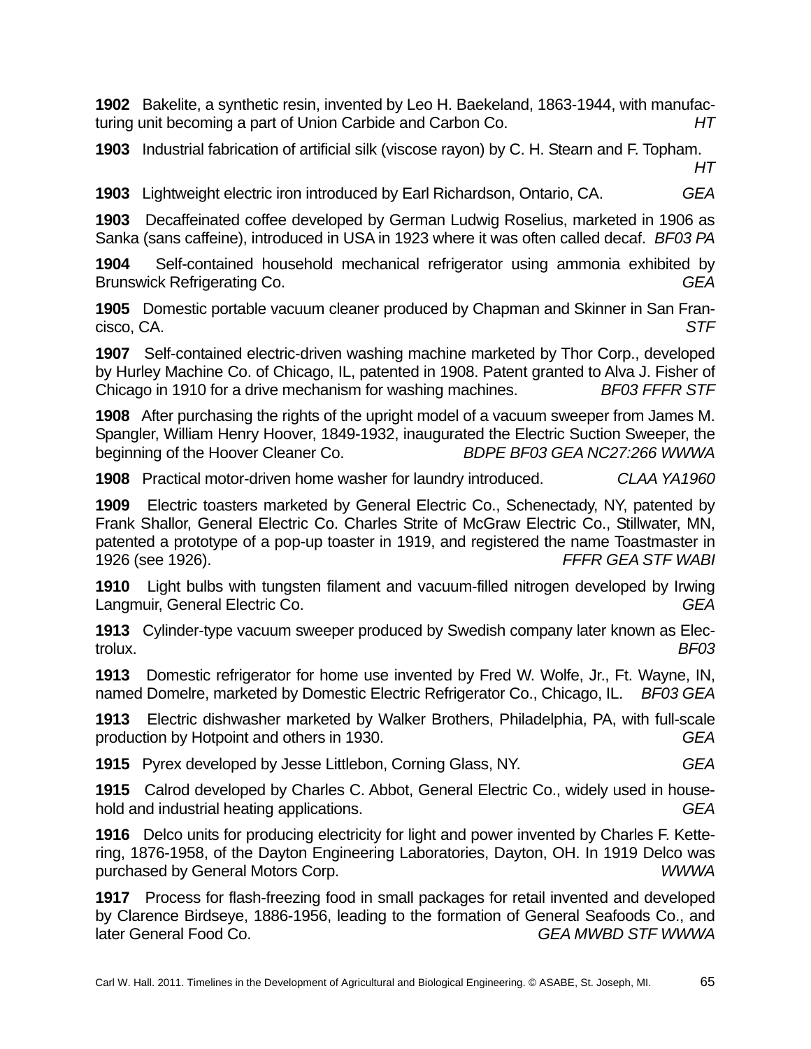**1902** Bakelite, a synthetic resin, invented by Leo H. Baekeland, 1863-1944, with manufacturing unit becoming a part of Union Carbide and Carbon Co. *HT*

**1903** Industrial fabrication of artificial silk (viscose rayon) by C. H. Stearn and F. Topham. *HT*

**1903** Lightweight electric iron introduced by Earl Richardson, Ontario, CA. *GEA*

**1903** Decaffeinated coffee developed by German Ludwig Roselius, marketed in 1906 as Sanka (sans caffeine), introduced in USA in 1923 where it was often called decaf. *BF03 PA*

**1904** Self-contained household mechanical refrigerator using ammonia exhibited by Brunswick Refrigerating Co. *GEA*

**1905** Domestic portable vacuum cleaner produced by Chapman and Skinner in San Francisco, CA. *STF*

**1907** Self-contained electric-driven washing machine marketed by Thor Corp., developed by Hurley Machine Co. of Chicago, IL, patented in 1908. Patent granted to Alva J. Fisher of Chicago in 1910 for a drive mechanism for washing machines. *BF03 FFFR STF*

**1908** After purchasing the rights of the upright model of a vacuum sweeper from James M. Spangler, William Henry Hoover, 1849-1932, inaugurated the Electric Suction Sweeper, the beginning of the Hoover Cleaner Co. *BDPE BF03 GEA NC27:266 WWWA*

**1908** Practical motor-driven home washer for laundry introduced. *CLAA YA1960*

**1909** Electric toasters marketed by General Electric Co., Schenectady, NY, patented by Frank Shallor, General Electric Co. Charles Strite of McGraw Electric Co., Stillwater, MN, patented a prototype of a pop-up toaster in 1919, and registered the name Toastmaster in 1926 (see 1926). *FFFR GEA STF WABI*

**1910** Light bulbs with tungsten filament and vacuum-filled nitrogen developed by Irwing Langmuir, General Electric Co. *GEA*

**1913** Cylinder-type vacuum sweeper produced by Swedish company later known as Electrolux. *BF03*

**1913** Domestic refrigerator for home use invented by Fred W. Wolfe, Jr., Ft. Wayne, IN, named Domelre, marketed by Domestic Electric Refrigerator Co., Chicago, IL. *BF03 GEA*

**1913** Electric dishwasher marketed by Walker Brothers, Philadelphia, PA, with full-scale production by Hotpoint and others in 1930. *GEA*

**1915** Pyrex developed by Jesse Littlebon, Corning Glass, NY. *GEA*

**1915** Calrod developed by Charles C. Abbot, General Electric Co., widely used in household and industrial heating applications. *GEA*

**1916** Delco units for producing electricity for light and power invented by Charles F. Kettering, 1876-1958, of the Dayton Engineering Laboratories, Dayton, OH. In 1919 Delco was purchased by General Motors Corp. *WWWA*

**1917** Process for flash-freezing food in small packages for retail invented and developed by Clarence Birdseye, 1886-1956, leading to the formation of General Seafoods Co., and later General Food Co. *GEA MWBD STF WWWA*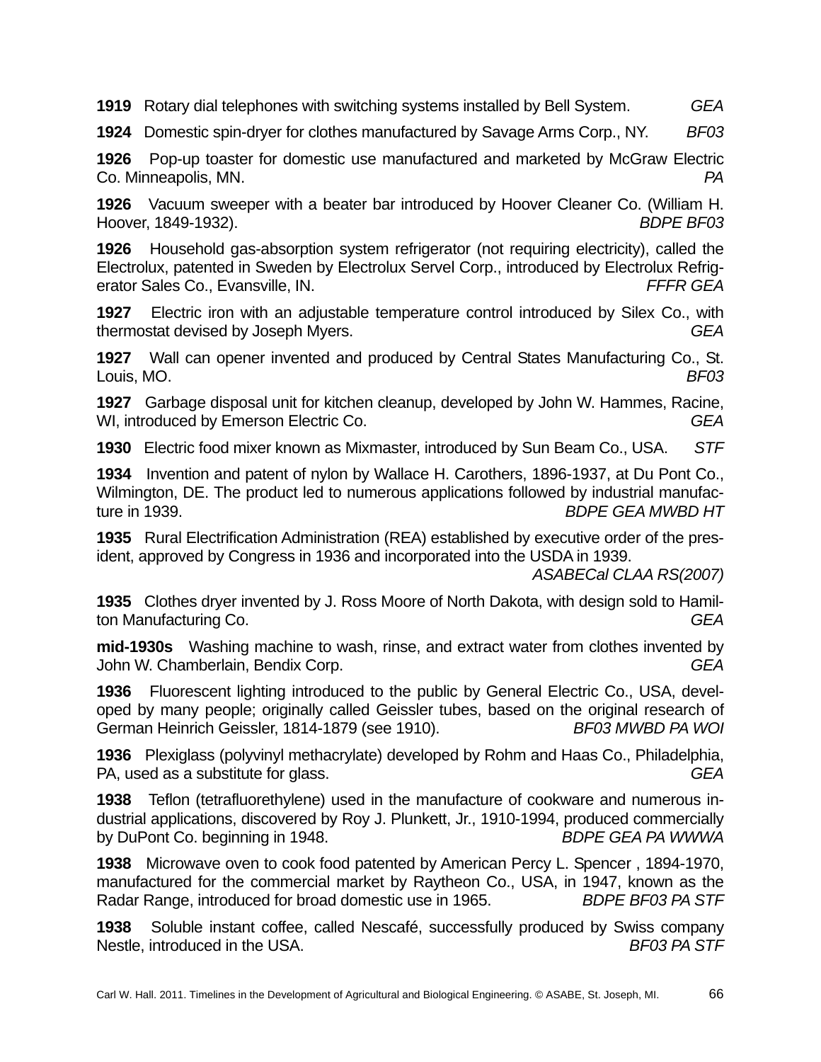**1919** Rotary dial telephones with switching systems installed by Bell System. *GEA*

**1924** Domestic spin-dryer for clothes manufactured by Savage Arms Corp., NY. *BF03*

**1926** Pop-up toaster for domestic use manufactured and marketed by McGraw Electric Co. Minneapolis, MN. *PA*

**1926** Vacuum sweeper with a beater bar introduced by Hoover Cleaner Co. (William H. Hoover, 1849-1932). *BDPE BF03*

**1926** Household gas-absorption system refrigerator (not requiring electricity), called the Electrolux, patented in Sweden by Electrolux Servel Corp., introduced by Electrolux Refrigerator Sales Co., Evansville, IN. *FFFR GEA*

**1927** Electric iron with an adjustable temperature control introduced by Silex Co., with thermostat devised by Joseph Myers. *GEA*

**1927** Wall can opener invented and produced by Central States Manufacturing Co., St. Louis, MO. *BF03*

**1927** Garbage disposal unit for kitchen cleanup, developed by John W. Hammes, Racine, WI, introduced by Emerson Electric Co. *GEA*

**1930** Electric food mixer known as Mixmaster, introduced by Sun Beam Co., USA. *STF*

**1934** Invention and patent of nylon by Wallace H. Carothers, 1896-1937, at Du Pont Co., Wilmington, DE. The product led to numerous applications followed by industrial manufacture in 1939. *BDPE GEA MWBD HT*

**1935** Rural Electrification Administration (REA) established by executive order of the president, approved by Congress in 1936 and incorporated into the USDA in 1939. *ASABECal CLAA RS(2007)*

**1935** Clothes dryer invented by J. Ross Moore of North Dakota, with design sold to Hamilton Manufacturing Co. *GEA*

**mid-1930s** Washing machine to wash, rinse, and extract water from clothes invented by John W. Chamberlain, Bendix Corp. *GEA*

**1936** Fluorescent lighting introduced to the public by General Electric Co., USA, developed by many people; originally called Geissler tubes, based on the original research of German Heinrich Geissler, 1814-1879 (see 1910). *BF03 MWBD PA WOI*

**1936** Plexiglass (polyvinyl methacrylate) developed by Rohm and Haas Co., Philadelphia, PA, used as a substitute for glass. *GEA*

**1938** Teflon (tetrafluorethylene) used in the manufacture of cookware and numerous industrial applications, discovered by Roy J. Plunkett, Jr., 1910-1994, produced commercially by DuPont Co. beginning in 1948. *BDPE GEA PA WWWA*

**1938** Microwave oven to cook food patented by American Percy L. Spencer , 1894-1970, manufactured for the commercial market by Raytheon Co., USA, in 1947, known as the Radar Range, introduced for broad domestic use in 1965. *BDPE BF03 PA STF*

**1938** Soluble instant coffee, called Nescafé, successfully produced by Swiss company Nestle, introduced in the USA. *BF03 PA STF*

Carl W. Hall. 2011. Timelines in the Development of Agricultural and Biological Engineering. © ASABE, St. Joseph, MI.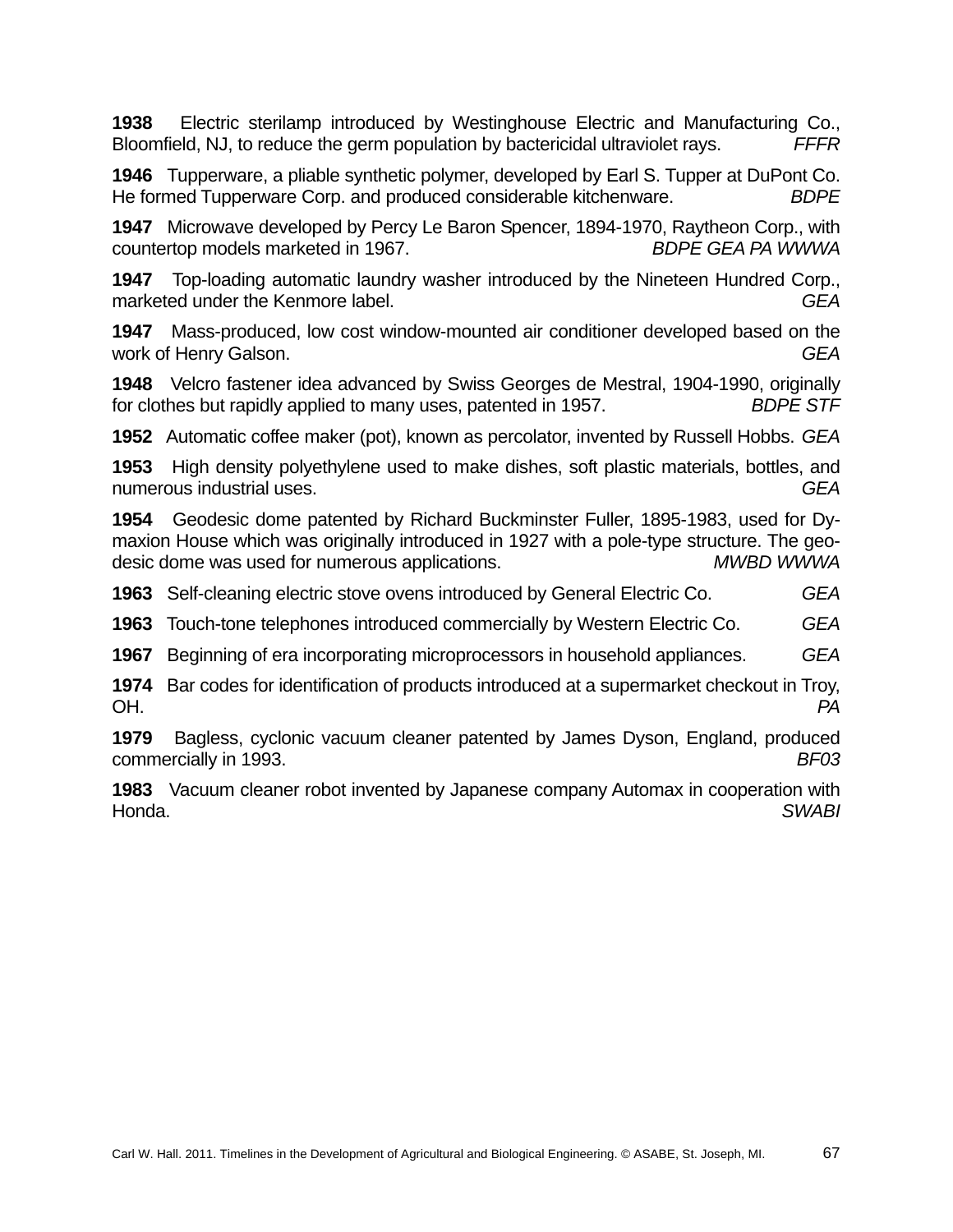**1938** Electric sterilamp introduced by Westinghouse Electric and Manufacturing Co., Bloomfield, NJ, to reduce the germ population by bactericidal ultraviolet rays. *FFFR*

**1946** Tupperware, a pliable synthetic polymer, developed by Earl S. Tupper at DuPont Co. He formed Tupperware Corp. and produced considerable kitchenware. *BDPE*

**1947** Microwave developed by Percy Le Baron Spencer, 1894-1970, Raytheon Corp., with countertop models marketed in 1967. *BDPE GEA PA WWWA*

**1947** Top-loading automatic laundry washer introduced by the Nineteen Hundred Corp., marketed under the Kenmore label. *GEA*

**1947** Mass-produced, low cost window-mounted air conditioner developed based on the work of Henry Galson. *GEA*

**1948** Velcro fastener idea advanced by Swiss Georges de Mestral, 1904-1990, originally for clothes but rapidly applied to many uses, patented in 1957. *BDPE STF*

**1952** Automatic coffee maker (pot), known as percolator, invented by Russell Hobbs. *GEA*

**1953** High density polyethylene used to make dishes, soft plastic materials, bottles, and numerous industrial uses. *GEA*

**1954** Geodesic dome patented by Richard Buckminster Fuller, 1895-1983, used for Dymaxion House which was originally introduced in 1927 with a pole-type structure. The geodesic dome was used for numerous applications. *MWBD WWWA*

**1963** Self-cleaning electric stove ovens introduced by General Electric Co. *GEA*

**1963** Touch-tone telephones introduced commercially by Western Electric Co. *GEA*

**1967** Beginning of era incorporating microprocessors in household appliances. *GEA*

**1974** Bar codes for identification of products introduced at a supermarket checkout in Troy, OH. *PA*

**1979** Bagless, cyclonic vacuum cleaner patented by James Dyson, England, produced commercially in 1993. *BF03*

**1983** Vacuum cleaner robot invented by Japanese company Automax in cooperation with Honda. *SWABI*